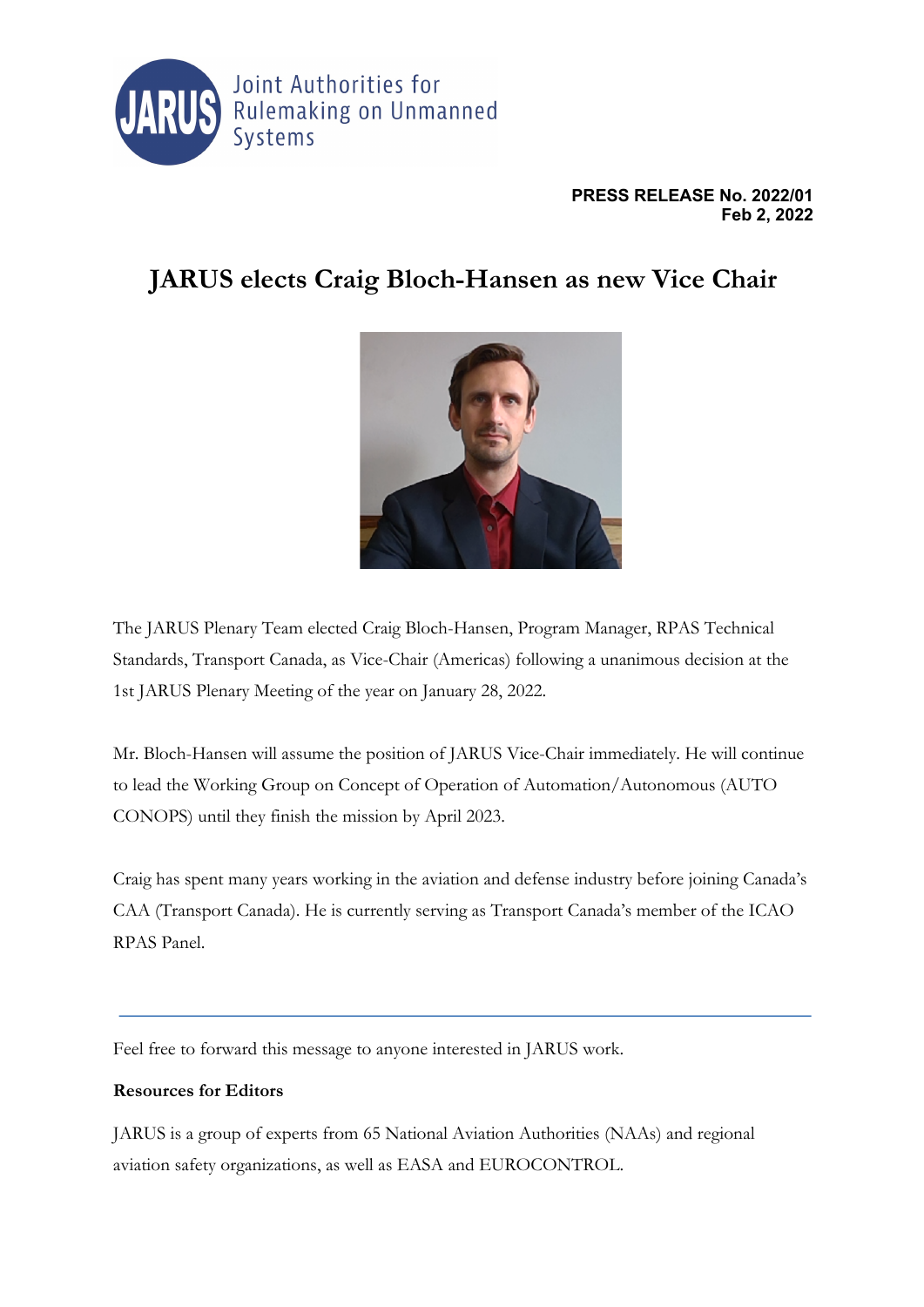Joint Authorities for Rulemaking on Unmanned Systems

**PRESS RELEASE No. 2022/01**
**Feb 2, 2022**

# JARUS elects Craig Bloch-Hansen as new Vice Chair

The JARUS Plenary Team elected Craig Bloch-Hansen, Program Manager, RPAS Technical Standards, Transport Canada, as Vice-Chair (Americas) following a unanimous decision at the 1st JARUS Plenary Meeting of the year on January 28, 2022.

Mr. Bloch-Hansen will assume the position of JARUS Vice-Chair immediately. He will continue to lead the Working Group on Concept of Operation of Automation/Autonomous (AUTO CONOPS) until they finish the mission by April 2023.

Craig has spent many years working in the aviation and defense industry before joining Canada's CAA (Transport Canada). He is currently serving as Transport Canada's member of the ICAO RPAS Panel.

---

Feel free to forward this message to anyone interested in JARUS work.

**Resources for Editors**

JARUS is a group of experts from 65 National Aviation Authorities (NAAs) and regional aviation safety organizations, as well as EASA and EUROCONTROL.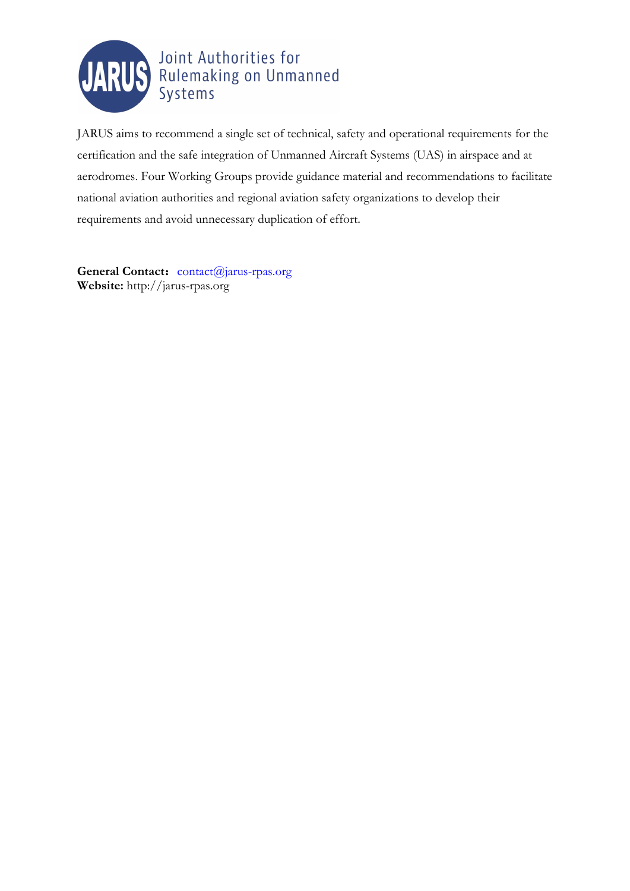Joint Authorities for Rulemaking on Unmanned Systems

JARUS aims to recommend a single set of technical, safety and operational requirements for the certification and the safe integration of Unmanned Aircraft Systems (UAS) in airspace and at aerodromes. Four Working Groups provide guidance material and recommendations to facilitate national aviation authorities and regional aviation safety organizations to develop their requirements and avoid unnecessary duplication of effort.

**General Contact:** contact@jarus-rpas.org
**Website:** http://jarus-rpas.org